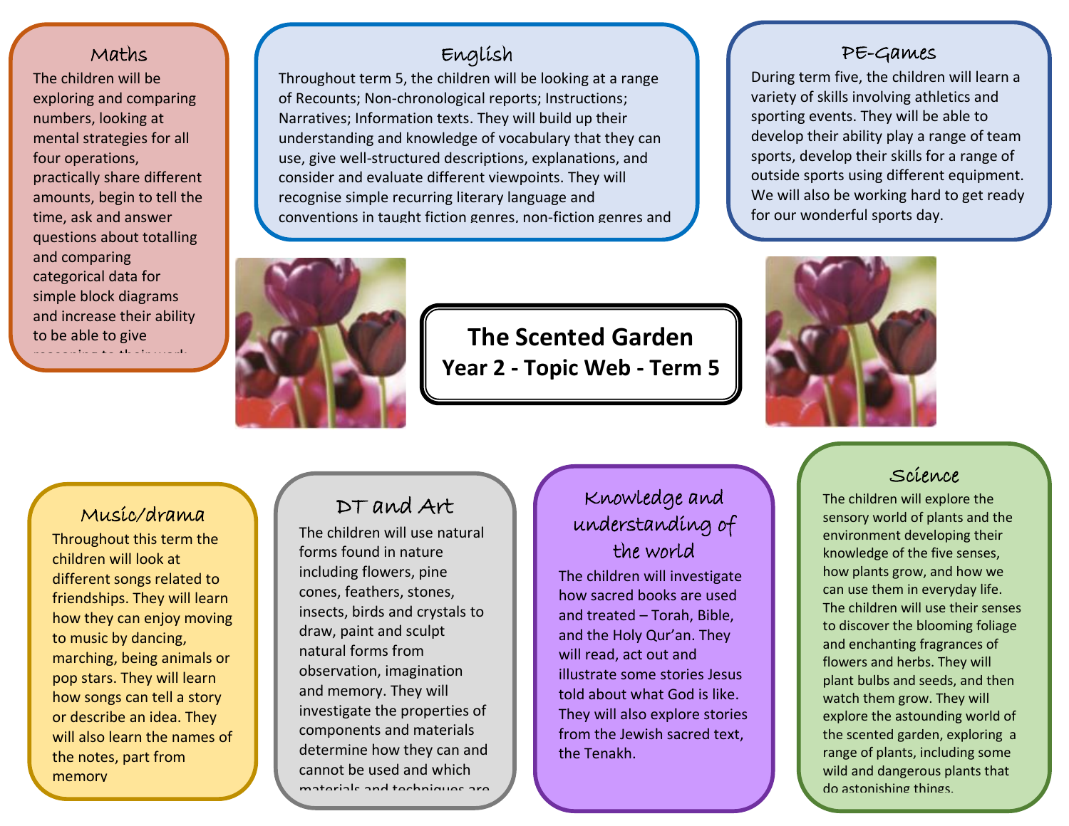# The Scented Garden

## Year 2 - Topic Web - Term 5

### Maths

The children will be exploring and comparing numbers, looking at mental strategies for all four operations, practically share different amounts, begin to tell the time, ask and answer questions about totalling and comparing categorical data for simple block diagrams and increase their ability to be able to give reasoning to their work

### English

Throughout term 5, the children will be looking at a range of Recounts; Non-chronological reports; Instructions; Narratives; Information texts. They will build up their understanding and knowledge of vocabulary that they can use, give well-structured descriptions, explanations, and consider and evaluate different viewpoints. They will recognise simple recurring literary language and conventions in taught fiction genres, non-fiction genres and

### PE-Games

During term five, the children will learn a variety of skills involving athletics and sporting events. They will be able to develop their ability play a range of team sports, develop their skills for a range of outside sports using different equipment. We will also be working hard to get ready for our wonderful sports day.

### Music/drama

Throughout this term the children will look at different songs related to friendships. They will learn how they can enjoy moving to music by dancing, marching, being animals or pop stars. They will learn how songs can tell a story or describe an idea. They will also learn the names of the notes, part from memory

### DT and Art

The children will use natural forms found in nature including flowers, pine cones, feathers, stones, insects, birds and crystals to draw, paint and sculpt natural forms from observation, imagination and memory. They will investigate the properties of components and materials determine how they can and cannot be used and which materials and techniques are

### Knowledge and understanding of the world

The children will investigate how sacred books are used and treated – Torah, Bible, and the Holy Qur'an. They will read, act out and illustrate some stories Jesus told about what God is like. They will also explore stories from the Jewish sacred text, the Tenakh.

### Science

The children will explore the sensory world of plants and the environment developing their knowledge of the five senses, how plants grow, and how we can use them in everyday life. The children will use their senses to discover the blooming foliage and enchanting fragrances of flowers and herbs. They will plant bulbs and seeds, and then watch them grow. They will explore the astounding world of the scented garden, exploring a range of plants, including some wild and dangerous plants that do astonishing things.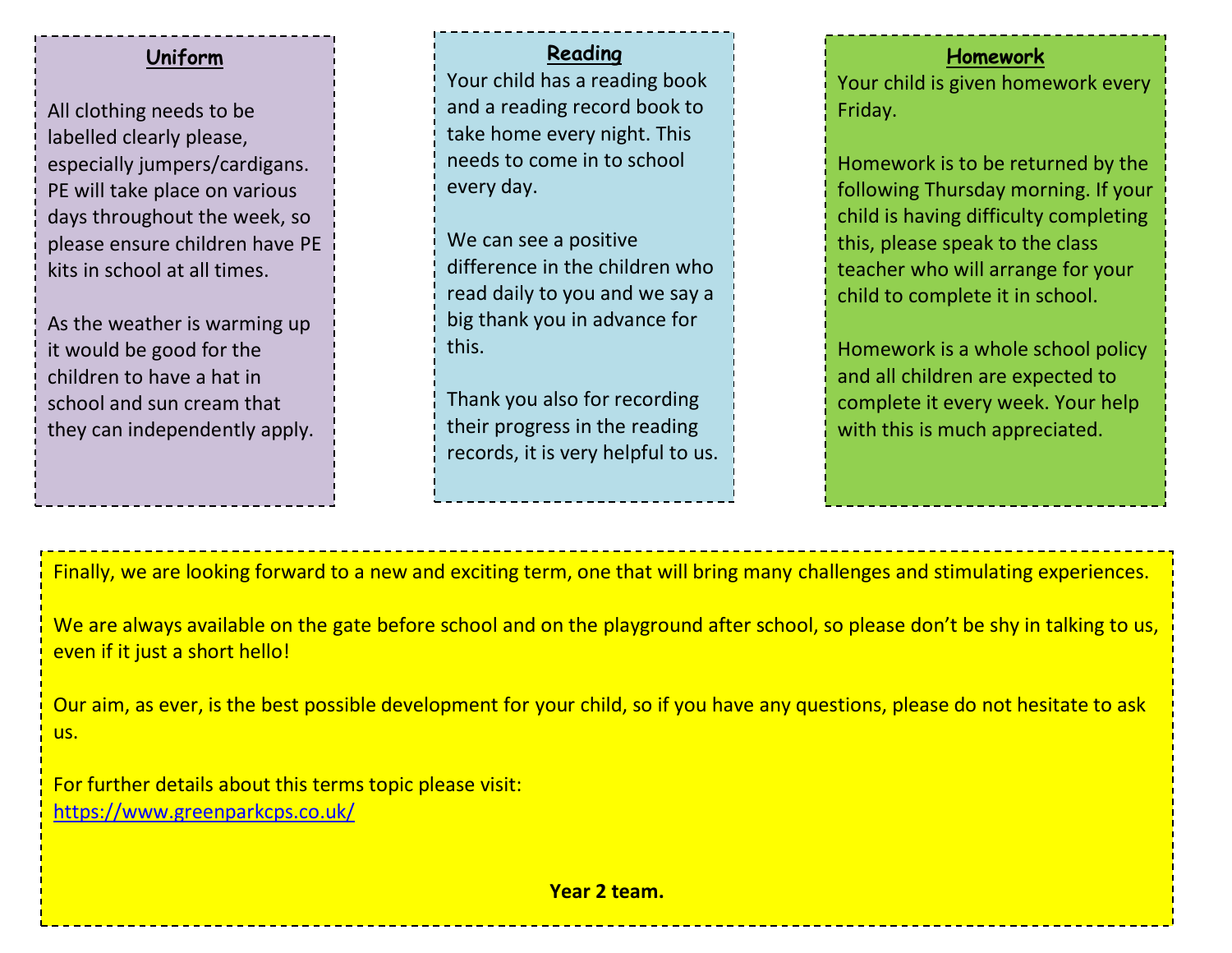### Uniform

All clothing needs to be labelled clearly please, especially jumpers/cardigans. PE will take place on various days throughout the week, so please ensure children have PE kits in school at all times.

As the weather is warming up it would be good for the children to have a hat in school and sun cream that they can independently apply.

### Reading

Your child has a reading book and a reading record book to take home every night. This needs to come in to school every day.

We can see a positive difference in the children who read daily to you and we say a big thank you in advance for this.

Thank you also for recording their progress in the reading records, it is very helpful to us.

### Homework

Your child is given homework every Friday.

Homework is to be returned by the following Thursday morning. If your child is having difficulty completing this, please speak to the class teacher who will arrange for your child to complete it in school.

Homework is a whole school policy and all children are expected to complete it every week. Your help with this is much appreciated.

---

Finally, we are looking forward to a new and exciting term, one that will bring many challenges and stimulating experiences.

We are always available on the gate before school and on the playground after school, so please don't be shy in talking to us, even if it just a short hello!

Our aim, as ever, is the best possible development for your child, so if you have any questions, please do not hesitate to ask us.

For further details about this terms topic please visit:
https://www.greenparkcps.co.uk/

**Year 2 team.**